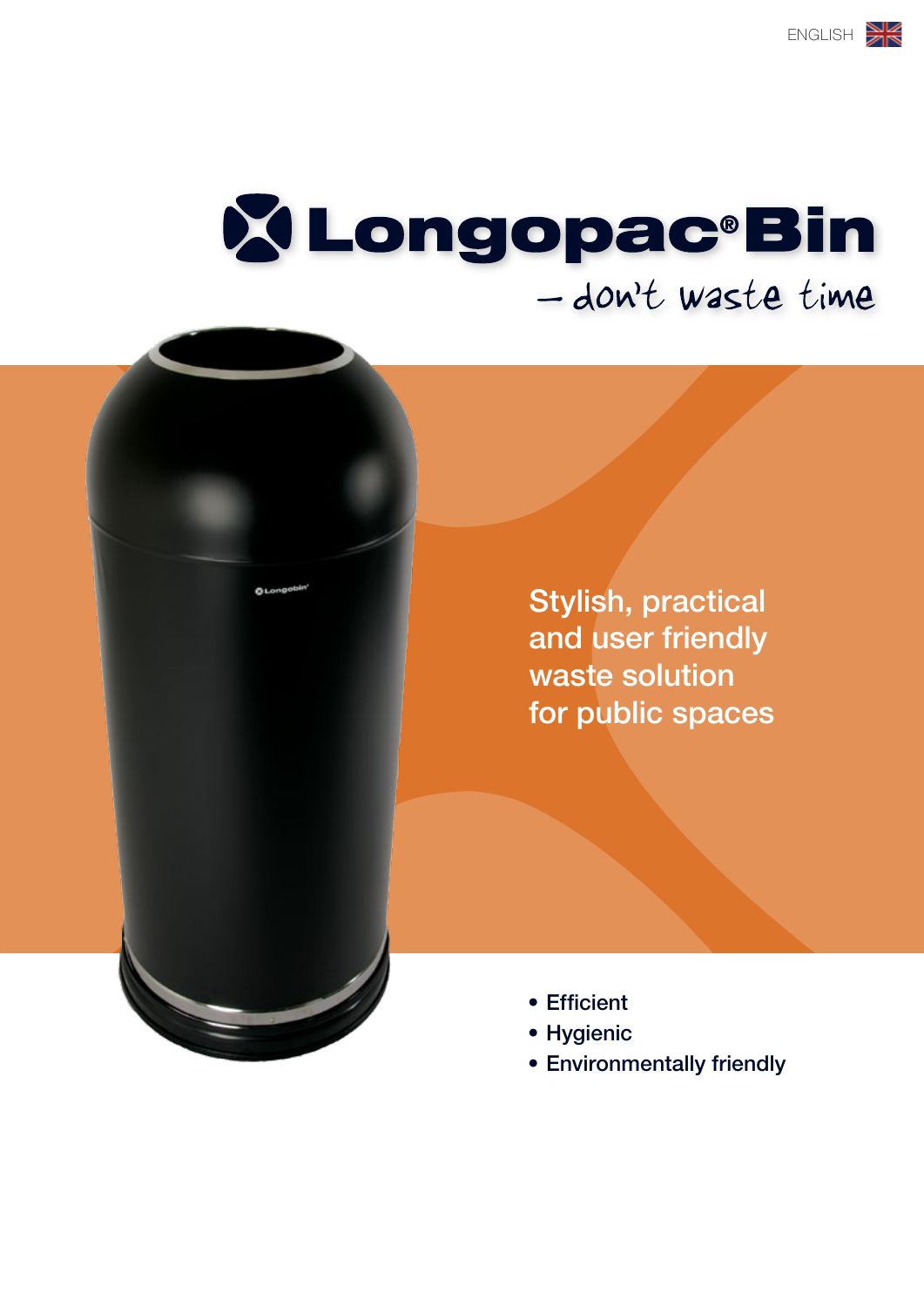ENGLISH

# Longopac® Bin

– don't waste time

Stylish, practical and user friendly waste solution for public spaces

- Efficient
- Hygienic
- Environmentally friendly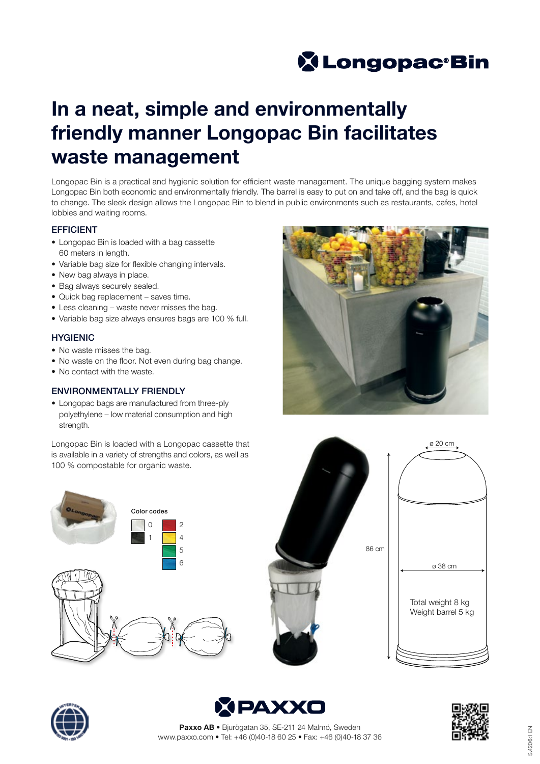# Longopac®Bin

# In a neat, simple and environmentally friendly manner Longopac Bin facilitates waste management

Longopac Bin is a practical and hygienic solution for efficient waste management. The unique bagging system makes Longopac Bin both economic and environmentally friendly. The barrel is easy to put on and take off, and the bag is quick to change. The sleek design allows the Longopac Bin to blend in public environments such as restaurants, cafes, hotel lobbies and waiting rooms.

## EFFICIENT

- Longopac Bin is loaded with a bag cassette 60 meters in length.
- Variable bag size for flexible changing intervals.
- New bag always in place.
- Bag always securely sealed.
- Quick bag replacement – saves time.
- Less cleaning – waste never misses the bag.
- Variable bag size always ensures bags are 100 % full.

## HYGIENIC

- No waste misses the bag.
- No waste on the floor. Not even during bag change.
- No contact with the waste.

## ENVIRONMENTALLY FRIENDLY

- Longopac bags are manufactured from three-ply polyethylene – low material consumption and high strength.

Longopac Bin is loaded with a Longopac cassette that is available in a variety of strengths and colors, as well as 100 % compostable for organic waste.

Color codes

0 1 2 4 5 6

ø 20 cm

86 cm

ø 38 cm

Total weight 8 kg
Weight barrel 5 kg

**Paxxo AB** • Bjurögatan 35, SE-211 24 Malmö, Sweden
www.paxxo.com • Tel: +46 (0)40-18 60 25 • Fax: +46 (0)40-18 37 36

S.4206:1 EN